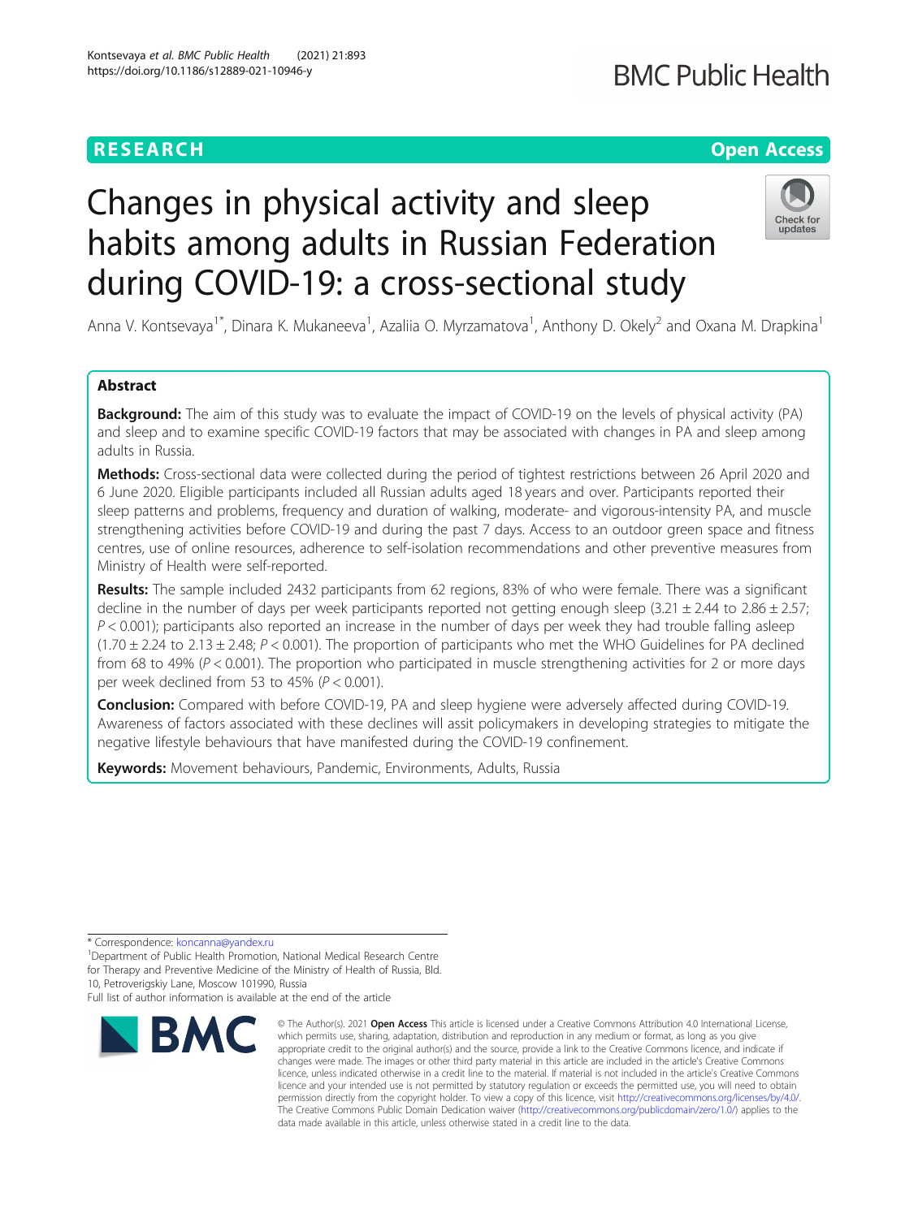RESEARCH

Open Access

# Changes in physical activity and sleep habits among adults in Russian Federation during COVID-19: a cross-sectional study

Anna V. Kontsevaya[1*], Dinara K. Mukaneeva[1], Azaliia O. Myrzamatova[1], Anthony D. Okely[2] and Oxana M. Drapkina[1]

## Abstract

**Background:** The aim of this study was to evaluate the impact of COVID-19 on the levels of physical activity (PA) and sleep and to examine specific COVID-19 factors that may be associated with changes in PA and sleep among adults in Russia.

**Methods:** Cross-sectional data were collected during the period of tightest restrictions between 26 April 2020 and 6 June 2020. Eligible participants included all Russian adults aged 18 years and over. Participants reported their sleep patterns and problems, frequency and duration of walking, moderate- and vigorous-intensity PA, and muscle strengthening activities before COVID-19 and during the past 7 days. Access to an outdoor green space and fitness centres, use of online resources, adherence to self-isolation recommendations and other preventive measures from Ministry of Health were self-reported.

**Results:** The sample included 2432 participants from 62 regions, 83% of who were female. There was a significant decline in the number of days per week participants reported not getting enough sleep ($3.21 \pm 2.44$ to $2.86 \pm 2.57$; $P < 0.001$); participants also reported an increase in the number of days per week they had trouble falling asleep ($1.70 \pm 2.24$ to $2.13 \pm 2.48$; $P < 0.001$). The proportion of participants who met the WHO Guidelines for PA declined from 68 to 49% ($P < 0.001$). The proportion who participated in muscle strengthening activities for 2 or more days per week declined from 53 to 45% ($P < 0.001$).

**Conclusion:** Compared with before COVID-19, PA and sleep hygiene were adversely affected during COVID-19. Awareness of factors associated with these declines will assit policymakers in developing strategies to mitigate the negative lifestyle behaviours that have manifested during the COVID-19 confinement.

**Keywords:** Movement behaviours, Pandemic, Environments, Adults, Russia

\* Correspondence: koncanna@yandex.ru

[1]Department of Public Health Promotion, National Medical Research Centre for Therapy and Preventive Medicine of the Ministry of Health of Russia, Bld. 10, Petroverigskiy Lane, Moscow 101990, Russia

Full list of author information is available at the end of the article

© The Author(s). 2021 **Open Access** This article is licensed under a Creative Commons Attribution 4.0 International License, which permits use, sharing, adaptation, distribution and reproduction in any medium or format, as long as you give appropriate credit to the original author(s) and the source, provide a link to the Creative Commons licence, and indicate if changes were made. The images or other third party material in this article are included in the article's Creative Commons licence, unless indicated otherwise in a credit line to the material. If material is not included in the article's Creative Commons licence and your intended use is not permitted by statutory regulation or exceeds the permitted use, you will need to obtain permission directly from the copyright holder. To view a copy of this licence, visit http://creativecommons.org/licenses/by/4.0/. The Creative Commons Public Domain Dedication waiver (http://creativecommons.org/publicdomain/zero/1.0/) applies to the data made available in this article, unless otherwise stated in a credit line to the data.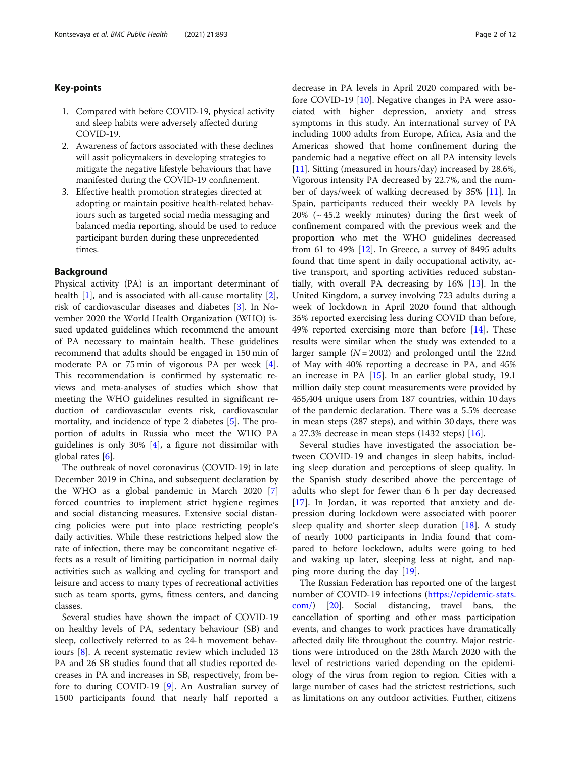## Key-points

1. Compared with before COVID-19, physical activity and sleep habits were adversely affected during COVID-19.
2. Awareness of factors associated with these declines will assit policymakers in developing strategies to mitigate the negative lifestyle behaviours that have manifested during the COVID-19 confinement.
3. Effective health promotion strategies directed at adopting or maintain positive health-related behaviours such as targeted social media messaging and balanced media reporting, should be used to reduce participant burden during these unprecedented times.

## Background

Physical activity (PA) is an important determinant of health [1], and is associated with all-cause mortality [2], risk of cardiovascular diseases and diabetes [3]. In November 2020 the World Health Organization (WHO) issued updated guidelines which recommend the amount of PA necessary to maintain health. These guidelines recommend that adults should be engaged in 150 min of moderate PA or 75 min of vigorous PA per week [4]. This recommendation is confirmed by systematic reviews and meta-analyses of studies which show that meeting the WHO guidelines resulted in significant reduction of cardiovascular events risk, cardiovascular mortality, and incidence of type 2 diabetes [5]. The proportion of adults in Russia who meet the WHO PA guidelines is only 30% [4], a figure not dissimilar with global rates [6].

The outbreak of novel coronavirus (COVID-19) in late December 2019 in China, and subsequent declaration by the WHO as a global pandemic in March 2020 [7] forced countries to implement strict hygiene regimes and social distancing measures. Extensive social distancing policies were put into place restricting people's daily activities. While these restrictions helped slow the rate of infection, there may be concomitant negative effects as a result of limiting participation in normal daily activities such as walking and cycling for transport and leisure and access to many types of recreational activities such as team sports, gyms, fitness centers, and dancing classes.

Several studies have shown the impact of COVID-19 on healthy levels of PA, sedentary behaviour (SB) and sleep, collectively referred to as 24-h movement behaviours [8]. A recent systematic review which included 13 PA and 26 SB studies found that all studies reported decreases in PA and increases in SB, respectively, from before to during COVID-19 [9]. An Australian survey of 1500 participants found that nearly half reported a decrease in PA levels in April 2020 compared with before COVID-19 [10]. Negative changes in PA were associated with higher depression, anxiety and stress symptoms in this study. An international survey of PA including 1000 adults from Europe, Africa, Asia and the Americas showed that home confinement during the pandemic had a negative effect on all PA intensity levels [11]. Sitting (measured in hours/day) increased by 28.6%, Vigorous intensity PA decreased by 22.7%, and the number of days/week of walking decreased by 35% [11]. In Spain, participants reduced their weekly PA levels by 20% (~ 45.2 weekly minutes) during the first week of confinement compared with the previous week and the proportion who met the WHO guidelines decreased from 61 to 49% [12]. In Greece, a survey of 8495 adults found that time spent in daily occupational activity, active transport, and sporting activities reduced substantially, with overall PA decreasing by 16% [13]. In the United Kingdom, a survey involving 723 adults during a week of lockdown in April 2020 found that although 35% reported exercising less during COVID than before, 49% reported exercising more than before [14]. These results were similar when the study was extended to a larger sample ($N = 2002$) and prolonged until the 22nd of May with 40% reporting a decrease in PA, and 45% an increase in PA [15]. In an earlier global study, 19.1 million daily step count measurements were provided by 455,404 unique users from 187 countries, within 10 days of the pandemic declaration. There was a 5.5% decrease in mean steps (287 steps), and within 30 days, there was a 27.3% decrease in mean steps (1432 steps) [16].

Several studies have investigated the association between COVID-19 and changes in sleep habits, including sleep duration and perceptions of sleep quality. In the Spanish study described above the percentage of adults who slept for fewer than 6 h per day decreased [17]. In Jordan, it was reported that anxiety and depression during lockdown were associated with poorer sleep quality and shorter sleep duration [18]. A study of nearly 1000 participants in India found that compared to before lockdown, adults were going to bed and waking up later, sleeping less at night, and napping more during the day [19].

The Russian Federation has reported one of the largest number of COVID-19 infections (https://epidemic-stats.com/) [20]. Social distancing, travel bans, the cancellation of sporting and other mass participation events, and changes to work practices have dramatically affected daily life throughout the country. Major restrictions were introduced on the 28th March 2020 with the level of restrictions varied depending on the epidemiology of the virus from region to region. Cities with a large number of cases had the strictest restrictions, such as limitations on any outdoor activities. Further, citizens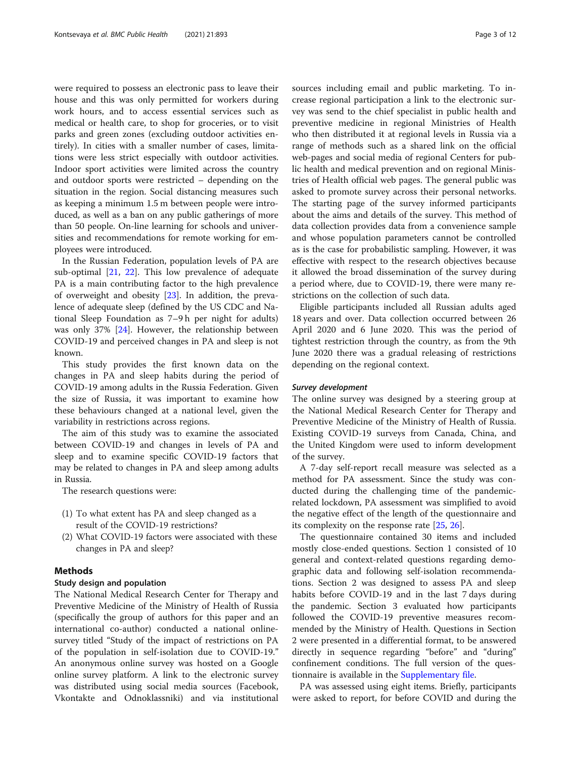were required to possess an electronic pass to leave their house and this was only permitted for workers during work hours, and to access essential services such as medical or health care, to shop for groceries, or to visit parks and green zones (excluding outdoor activities entirely). In cities with a smaller number of cases, limitations were less strict especially with outdoor activities. Indoor sport activities were limited across the country and outdoor sports were restricted – depending on the situation in the region. Social distancing measures such as keeping a minimum 1.5 m between people were introduced, as well as a ban on any public gatherings of more than 50 people. On-line learning for schools and universities and recommendations for remote working for employees were introduced.

In the Russian Federation, population levels of PA are sub-optimal [21, 22]. This low prevalence of adequate PA is a main contributing factor to the high prevalence of overweight and obesity [23]. In addition, the prevalence of adequate sleep (defined by the US CDC and National Sleep Foundation as 7–9 h per night for adults) was only 37% [24]. However, the relationship between COVID-19 and perceived changes in PA and sleep is not known.

This study provides the first known data on the changes in PA and sleep habits during the period of COVID-19 among adults in the Russia Federation. Given the size of Russia, it was important to examine how these behaviours changed at a national level, given the variability in restrictions across regions.

The aim of this study was to examine the associated between COVID-19 and changes in levels of PA and sleep and to examine specific COVID-19 factors that may be related to changes in PA and sleep among adults in Russia.

The research questions were:

(1) To what extent has PA and sleep changed as a result of the COVID-19 restrictions?
(2) What COVID-19 factors were associated with these changes in PA and sleep?

## Methods

### Study design and population

The National Medical Research Center for Therapy and Preventive Medicine of the Ministry of Health of Russia (specifically the group of authors for this paper and an international co-author) conducted a national online-survey titled "Study of the impact of restrictions on PA of the population in self-isolation due to COVID-19." An anonymous online survey was hosted on a Google online survey platform. A link to the electronic survey was distributed using social media sources (Facebook, Vkontakte and Odnoklassniki) and via institutional sources including email and public marketing. To increase regional participation a link to the electronic survey was send to the chief specialist in public health and preventive medicine in regional Ministries of Health who then distributed it at regional levels in Russia via a range of methods such as a shared link on the official web-pages and social media of regional Centers for public health and medical prevention and on regional Ministries of Health official web pages. The general public was asked to promote survey across their personal networks. The starting page of the survey informed participants about the aims and details of the survey. This method of data collection provides data from a convenience sample and whose population parameters cannot be controlled as is the case for probabilistic sampling. However, it was effective with respect to the research objectives because it allowed the broad dissemination of the survey during a period where, due to COVID-19, there were many restrictions on the collection of such data.

Eligible participants included all Russian adults aged 18 years and over. Data collection occurred between 26 April 2020 and 6 June 2020. This was the period of tightest restriction through the country, as from the 9th June 2020 there was a gradual releasing of restrictions depending on the regional context.

### *Survey development*

The online survey was designed by a steering group at the National Medical Research Center for Therapy and Preventive Medicine of the Ministry of Health of Russia. Existing COVID-19 surveys from Canada, China, and the United Kingdom were used to inform development of the survey.

A 7-day self-report recall measure was selected as a method for PA assessment. Since the study was conducted during the challenging time of the pandemic-related lockdown, PA assessment was simplified to avoid the negative effect of the length of the questionnaire and its complexity on the response rate [25, 26].

The questionnaire contained 30 items and included mostly close-ended questions. Section 1 consisted of 10 general and context-related questions regarding demographic data and following self-isolation recommendations. Section 2 was designed to assess PA and sleep habits before COVID-19 and in the last 7 days during the pandemic. Section 3 evaluated how participants followed the COVID-19 preventive measures recommended by the Ministry of Health. Questions in Section 2 were presented in a differential format, to be answered directly in sequence regarding "before" and "during" confinement conditions. The full version of the questionnaire is available in the Supplementary file.

PA was assessed using eight items. Briefly, participants were asked to report, for before COVID and during the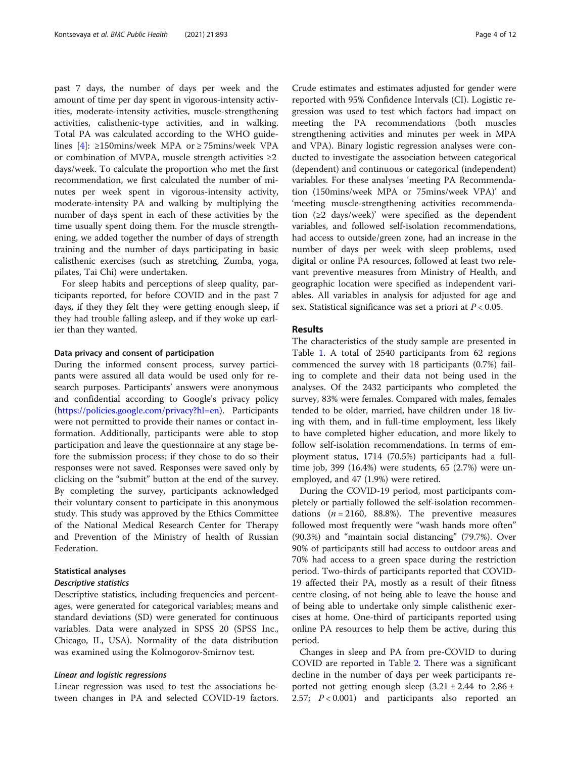past 7 days, the number of days per week and the amount of time per day spent in vigorous-intensity activities, moderate-intensity activities, muscle-strengthening activities, calisthenic-type activities, and in walking. Total PA was calculated according to the WHO guidelines [4]: ≥150mins/week MPA or ≥ 75mins/week VPA or combination of MVPA, muscle strength activities ≥2 days/week. To calculate the proportion who met the first recommendation, we first calculated the number of minutes per week spent in vigorous-intensity activity, moderate-intensity PA and walking by multiplying the number of days spent in each of these activities by the time usually spent doing them. For the muscle strengthening, we added together the number of days of strength training and the number of days participating in basic calisthenic exercises (such as stretching, Zumba, yoga, pilates, Tai Chi) were undertaken.

For sleep habits and perceptions of sleep quality, participants reported, for before COVID and in the past 7 days, if they they felt they were getting enough sleep, if they had trouble falling asleep, and if they woke up earlier than they wanted.

#### Data privacy and consent of participation

During the informed consent process, survey participants were assured all data would be used only for research purposes. Participants' answers were anonymous and confidential according to Google's privacy policy (https://policies.google.com/privacy?hl=en). Participants were not permitted to provide their names or contact information. Additionally, participants were able to stop participation and leave the questionnaire at any stage before the submission process; if they chose to do so their responses were not saved. Responses were saved only by clicking on the "submit" button at the end of the survey. By completing the survey, participants acknowledged their voluntary consent to participate in this anonymous study. This study was approved by the Ethics Committee of the National Medical Research Center for Therapy and Prevention of the Ministry of health of Russian Federation.

#### Statistical analyses

##### *Descriptive statistics*

Descriptive statistics, including frequencies and percentages, were generated for categorical variables; means and standard deviations (SD) were generated for continuous variables. Data were analyzed in SPSS 20 (SPSS Inc., Chicago, IL, USA). Normality of the data distribution was examined using the Kolmogorov-Smirnov test.

##### *Linear and logistic regressions*

Linear regression was used to test the associations between changes in PA and selected COVID-19 factors. Crude estimates and estimates adjusted for gender were reported with 95% Confidence Intervals (CI). Logistic regression was used to test which factors had impact on meeting the PA recommendations (both muscles strengthening activities and minutes per week in MPA and VPA). Binary logistic regression analyses were conducted to investigate the association between categorical (dependent) and continuous or categorical (independent) variables. For these analyses 'meeting PA Recommendation (150mins/week MPA or 75mins/week VPA)' and 'meeting muscle-strengthening activities recommendation (≥2 days/week)' were specified as the dependent variables, and followed self-isolation recommendations, had access to outside/green zone, had an increase in the number of days per week with sleep problems, used digital or online PA resources, followed at least two relevant preventive measures from Ministry of Health, and geographic location were specified as independent variables. All variables in analysis for adjusted for age and sex. Statistical significance was set a priori at $P < 0.05$.

## Results

The characteristics of the study sample are presented in Table 1. A total of 2540 participants from 62 regions commenced the survey with 18 participants (0.7%) failing to complete and their data not being used in the analyses. Of the 2432 participants who completed the survey, 83% were females. Compared with males, females tended to be older, married, have children under 18 living with them, and in full-time employment, less likely to have completed higher education, and more likely to follow self-isolation recommendations. In terms of employment status, 1714 (70.5%) participants had a full-time job, 399 (16.4%) were students, 65 (2.7%) were unemployed, and 47 (1.9%) were retired.

During the COVID-19 period, most participants completely or partially followed the self-isolation recommendations ($n = 2160$, 88.8%). The preventive measures followed most frequently were "wash hands more often" (90.3%) and "maintain social distancing" (79.7%). Over 90% of participants still had access to outdoor areas and 70% had access to a green space during the restriction period. Two-thirds of participants reported that COVID-19 affected their PA, mostly as a result of their fitness centre closing, of not being able to leave the house and of being able to undertake only simple calisthenic exercises at home. One-third of participants reported using online PA resources to help them be active, during this period.

Changes in sleep and PA from pre-COVID to during COVID are reported in Table 2. There was a significant decline in the number of days per week participants reported not getting enough sleep ($3.21 \pm 2.44$ to $2.86 \pm 2.57$; $P < 0.001$) and participants also reported an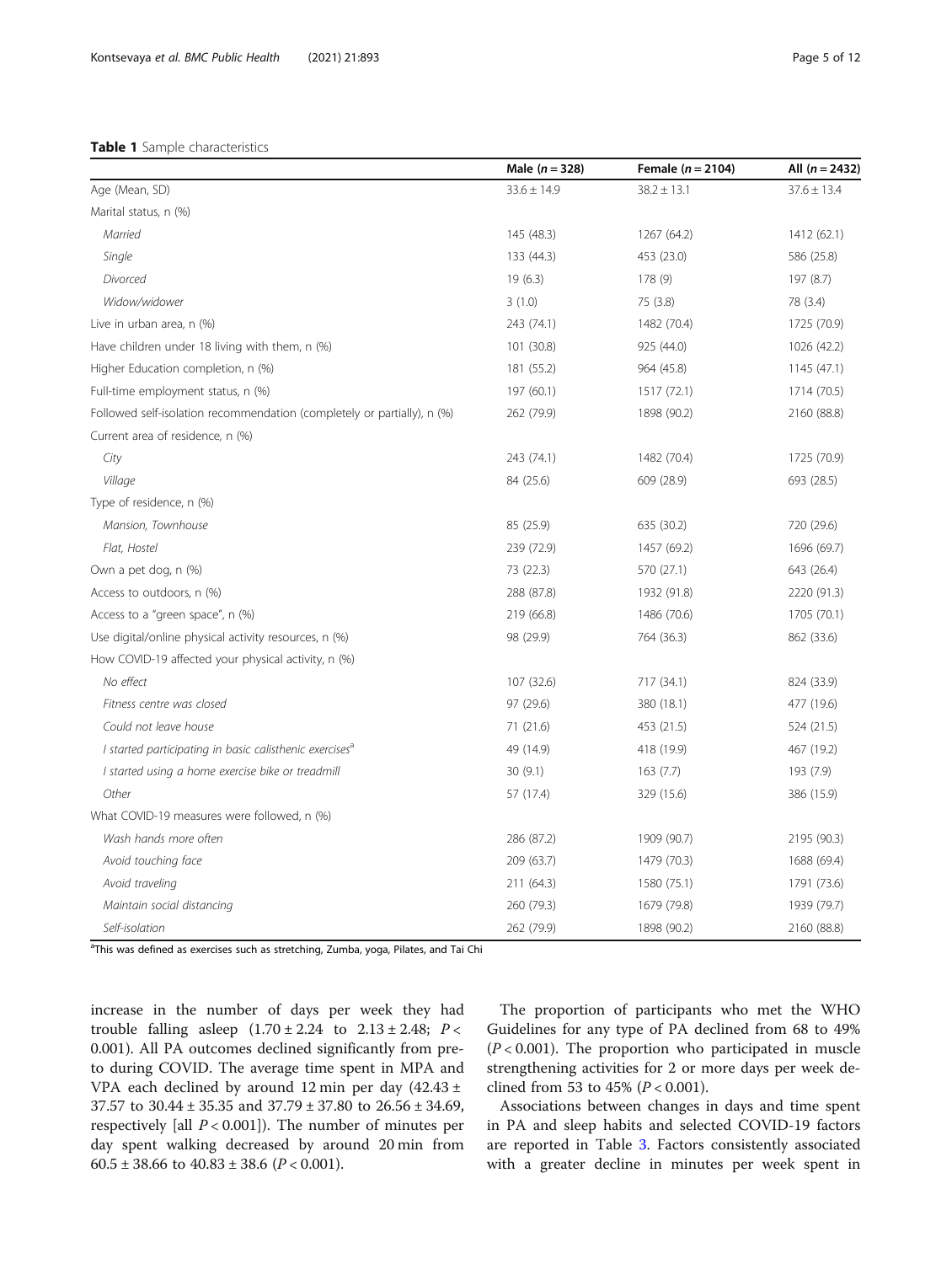**Table 1** Sample characteristics

| | Male ($n = 328$) | Female ($n = 2104$) | All ($n = 2432$) |
|---|---|---|---|
| Age (Mean, SD) | 33.6 ± 14.9 | 38.2 ± 13.1 | 37.6 ± 13.4 |
| Marital status, n (%) | | | |
| *Married* | 145 (48.3) | 1267 (64.2) | 1412 (62.1) |
| *Single* | 133 (44.3) | 453 (23.0) | 586 (25.8) |
| *Divorced* | 19 (6.3) | 178 (9) | 197 (8.7) |
| *Widow/widower* | 3 (1.0) | 75 (3.8) | 78 (3.4) |
| Live in urban area, n (%) | 243 (74.1) | 1482 (70.4) | 1725 (70.9) |
| Have children under 18 living with them, n (%) | 101 (30.8) | 925 (44.0) | 1026 (42.2) |
| Higher Education completion, n (%) | 181 (55.2) | 964 (45.8) | 1145 (47.1) |
| Full-time employment status, n (%) | 197 (60.1) | 1517 (72.1) | 1714 (70.5) |
| Followed self-isolation recommendation (completely or partially), n (%) | 262 (79.9) | 1898 (90.2) | 2160 (88.8) |
| Current area of residence, n (%) | | | |
| *City* | 243 (74.1) | 1482 (70.4) | 1725 (70.9) |
| *Village* | 84 (25.6) | 609 (28.9) | 693 (28.5) |
| Type of residence, n (%) | | | |
| *Mansion, Townhouse* | 85 (25.9) | 635 (30.2) | 720 (29.6) |
| *Flat, Hostel* | 239 (72.9) | 1457 (69.2) | 1696 (69.7) |
| Own a pet dog, n (%) | 73 (22.3) | 570 (27.1) | 643 (26.4) |
| Access to outdoors, n (%) | 288 (87.8) | 1932 (91.8) | 2220 (91.3) |
| Access to a "green space", n (%) | 219 (66.8) | 1486 (70.6) | 1705 (70.1) |
| Use digital/online physical activity resources, n (%) | 98 (29.9) | 764 (36.3) | 862 (33.6) |
| How COVID-19 affected your physical activity, n (%) | | | |
| *No effect* | 107 (32.6) | 717 (34.1) | 824 (33.9) |
| *Fitness centre was closed* | 97 (29.6) | 380 (18.1) | 477 (19.6) |
| *Could not leave house* | 71 (21.6) | 453 (21.5) | 524 (21.5) |
| *I started participating in basic calisthenic exercises*[a] | 49 (14.9) | 418 (19.9) | 467 (19.2) |
| *I started using a home exercise bike or treadmill* | 30 (9.1) | 163 (7.7) | 193 (7.9) |
| *Other* | 57 (17.4) | 329 (15.6) | 386 (15.9) |
| What COVID-19 measures were followed, n (%) | | | |
| *Wash hands more often* | 286 (87.2) | 1909 (90.7) | 2195 (90.3) |
| *Avoid touching face* | 209 (63.7) | 1479 (70.3) | 1688 (69.4) |
| *Avoid traveling* | 211 (64.3) | 1580 (75.1) | 1791 (73.6) |
| *Maintain social distancing* | 260 (79.3) | 1679 (79.8) | 1939 (79.7) |
| *Self-isolation* | 262 (79.9) | 1898 (90.2) | 2160 (88.8) |

[a]This was defined as exercises such as stretching, Zumba, yoga, Pilates, and Tai Chi

increase in the number of days per week they had trouble falling asleep ($1.70 \pm 2.24$ to $2.13 \pm 2.48$; $P < 0.001$). All PA outcomes declined significantly from pre- to during COVID. The average time spent in MPA and VPA each declined by around 12 min per day ($42.43 \pm 37.57$ to $30.44 \pm 35.35$ and $37.79 \pm 37.80$ to $26.56 \pm 34.69$, respectively [all $P < 0.001$]). The number of minutes per day spent walking decreased by around 20 min from $60.5 \pm 38.66$ to $40.83 \pm 38.6$ ($P < 0.001$).

The proportion of participants who met the WHO Guidelines for any type of PA declined from 68 to 49% ($P < 0.001$). The proportion who participated in muscle strengthening activities for 2 or more days per week declined from 53 to 45% ($P < 0.001$).

Associations between changes in days and time spent in PA and sleep habits and selected COVID-19 factors are reported in Table 3. Factors consistently associated with a greater decline in minutes per week spent in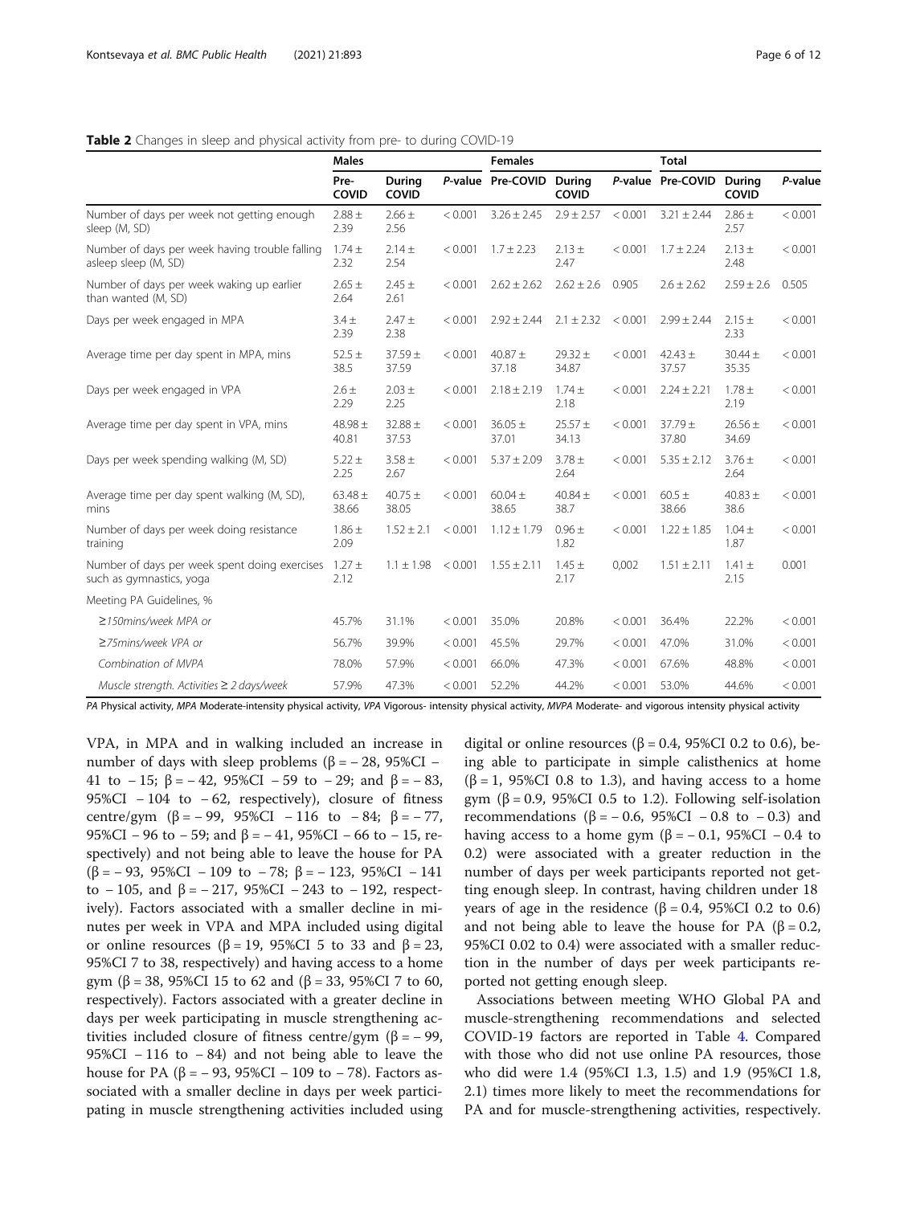**Table 2** Changes in sleep and physical activity from pre- to during COVID-19

| | Males | | | Females | | | Total | | |
|---|---|---|---|---|---|---|---|---|---|
| | Pre-COVID | During COVID | P-value | Pre-COVID | During COVID | P-value | Pre-COVID | During COVID | P-value |
| Number of days per week not getting enough sleep (M, SD) | 2.88 ± 2.39 | 2.66 ± 2.56 | < 0.001 | 3.26 ± 2.45 | 2.9 ± 2.57 | < 0.001 | 3.21 ± 2.44 | 2.86 ± 2.57 | < 0.001 |
| Number of days per week having trouble falling asleep sleep (M, SD) | 1.74 ± 2.32 | 2.14 ± 2.54 | < 0.001 | 1.7 ± 2.23 | 2.13 ± 2.47 | < 0.001 | 1.7 ± 2.24 | 2.13 ± 2.48 | < 0.001 |
| Number of days per week waking up earlier than wanted (M, SD) | 2.65 ± 2.64 | 2.45 ± 2.61 | < 0.001 | 2.62 ± 2.62 | 2.62 ± 2.6 | 0.905 | 2.6 ± 2.62 | 2.59 ± 2.6 | 0.505 |
| Days per week engaged in MPA | 3.4 ± 2.39 | 2.47 ± 2.38 | < 0.001 | 2.92 ± 2.44 | 2.1 ± 2.32 | < 0.001 | 2.99 ± 2.44 | 2.15 ± 2.33 | < 0.001 |
| Average time per day spent in MPA, mins | 52.5 ± 38.5 | 37.59 ± 37.59 | < 0.001 | 40.87 ± 37.18 | 29.32 ± 34.87 | < 0.001 | 42.43 ± 37.57 | 30.44 ± 35.35 | < 0.001 |
| Days per week engaged in VPA | 2.6 ± 2.29 | 2.03 ± 2.25 | < 0.001 | 2.18 ± 2.19 | 1.74 ± 2.18 | < 0.001 | 2.24 ± 2.21 | 1.78 ± 2.19 | < 0.001 |
| Average time per day spent in VPA, mins | 48.98 ± 40.81 | 32.88 ± 37.53 | < 0.001 | 36.05 ± 37.01 | 25.57 ± 34.13 | < 0.001 | 37.79 ± 37.80 | 26.56 ± 34.69 | < 0.001 |
| Days per week spending walking (M, SD) | 5.22 ± 2.25 | 3.58 ± 2.67 | < 0.001 | 5.37 ± 2.09 | 3.78 ± 2.64 | < 0.001 | 5.35 ± 2.12 | 3.76 ± 2.64 | < 0.001 |
| Average time per day spent walking (M, SD), mins | 63.48 ± 38.66 | 40.75 ± 38.05 | < 0.001 | 60.04 ± 38.65 | 40.84 ± 38.7 | < 0.001 | 60.5 ± 38.66 | 40.83 ± 38.6 | < 0.001 |
| Number of days per week doing resistance training | 1.86 ± 2.09 | 1.52 ± 2.1 | < 0.001 | 1.12 ± 1.79 | 0.96 ± 1.82 | < 0.001 | 1.22 ± 1.85 | 1.04 ± 1.87 | < 0.001 |
| Number of days per week spent doing exercises such as gymnastics, yoga | 1.27 ± 2.12 | 1.1 ± 1.98 | < 0.001 | 1.55 ± 2.11 | 1.45 ± 2.17 | 0,002 | 1.51 ± 2.11 | 1.41 ± 2.15 | 0.001 |
| Meeting PA Guidelines, % | | | | | | | | | |
| *≥150mins/week MPA or* | 45.7% | 31.1% | < 0.001 | 35.0% | 20.8% | < 0.001 | 36.4% | 22.2% | < 0.001 |
| *≥75mins/week VPA or* | 56.7% | 39.9% | < 0.001 | 45.5% | 29.7% | < 0.001 | 47.0% | 31.0% | < 0.001 |
| *Combination of MVPA* | 78.0% | 57.9% | < 0.001 | 66.0% | 47.3% | < 0.001 | 67.6% | 48.8% | < 0.001 |
| *Muscle strength. Activities ≥ 2 days/week* | 57.9% | 47.3% | < 0.001 | 52.2% | 44.2% | < 0.001 | 53.0% | 44.6% | < 0.001 |

*PA* Physical activity, *MPA* Moderate-intensity physical activity, *VPA* Vigorous- intensity physical activity, *MVPA* Moderate- and vigorous intensity physical activity

VPA, in MPA and in walking included an increase in number of days with sleep problems (β = − 28, 95%CI − 41 to − 15; β = − 42, 95%CI − 59 to − 29; and β = − 83, 95%CI − 104 to − 62, respectively), closure of fitness centre/gym (β = − 99, 95%CI − 116 to − 84; β = − 77, 95%CI − 96 to − 59; and β = − 41, 95%CI − 66 to − 15, respectively) and not being able to leave the house for PA (β = − 93, 95%CI − 109 to − 78; β = − 123, 95%CI − 141 to − 105, and β = − 217, 95%CI − 243 to − 192, respectively). Factors associated with a smaller decline in minutes per week in VPA and MPA included using digital or online resources (β = 19, 95%CI 5 to 33 and β = 23, 95%CI 7 to 38, respectively) and having access to a home gym (β = 38, 95%CI 15 to 62 and (β = 33, 95%CI 7 to 60, respectively). Factors associated with a greater decline in days per week participating in muscle strengthening activities included closure of fitness centre/gym (β = − 99, 95%CI − 116 to − 84) and not being able to leave the house for PA (β = − 93, 95%CI − 109 to − 78). Factors associated with a smaller decline in days per week participating in muscle strengthening activities included using digital or online resources (β = 0.4, 95%CI 0.2 to 0.6), being able to participate in simple calisthenics at home (β = 1, 95%CI 0.8 to 1.3), and having access to a home gym (β = 0.9, 95%CI 0.5 to 1.2). Following self-isolation recommendations (β = − 0.6, 95%CI − 0.8 to − 0.3) and having access to a home gym (β = − 0.1, 95%CI − 0.4 to 0.2) were associated with a greater reduction in the number of days per week participants reported not getting enough sleep. In contrast, having children under 18 years of age in the residence (β = 0.4, 95%CI 0.2 to 0.6) and not being able to leave the house for PA (β = 0.2, 95%CI 0.02 to 0.4) were associated with a smaller reduction in the number of days per week participants reported not getting enough sleep.

Associations between meeting WHO Global PA and muscle-strengthening recommendations and selected COVID-19 factors are reported in Table 4. Compared with those who did not use online PA resources, those who did were 1.4 (95%CI 1.3, 1.5) and 1.9 (95%CI 1.8, 2.1) times more likely to meet the recommendations for PA and for muscle-strengthening activities, respectively.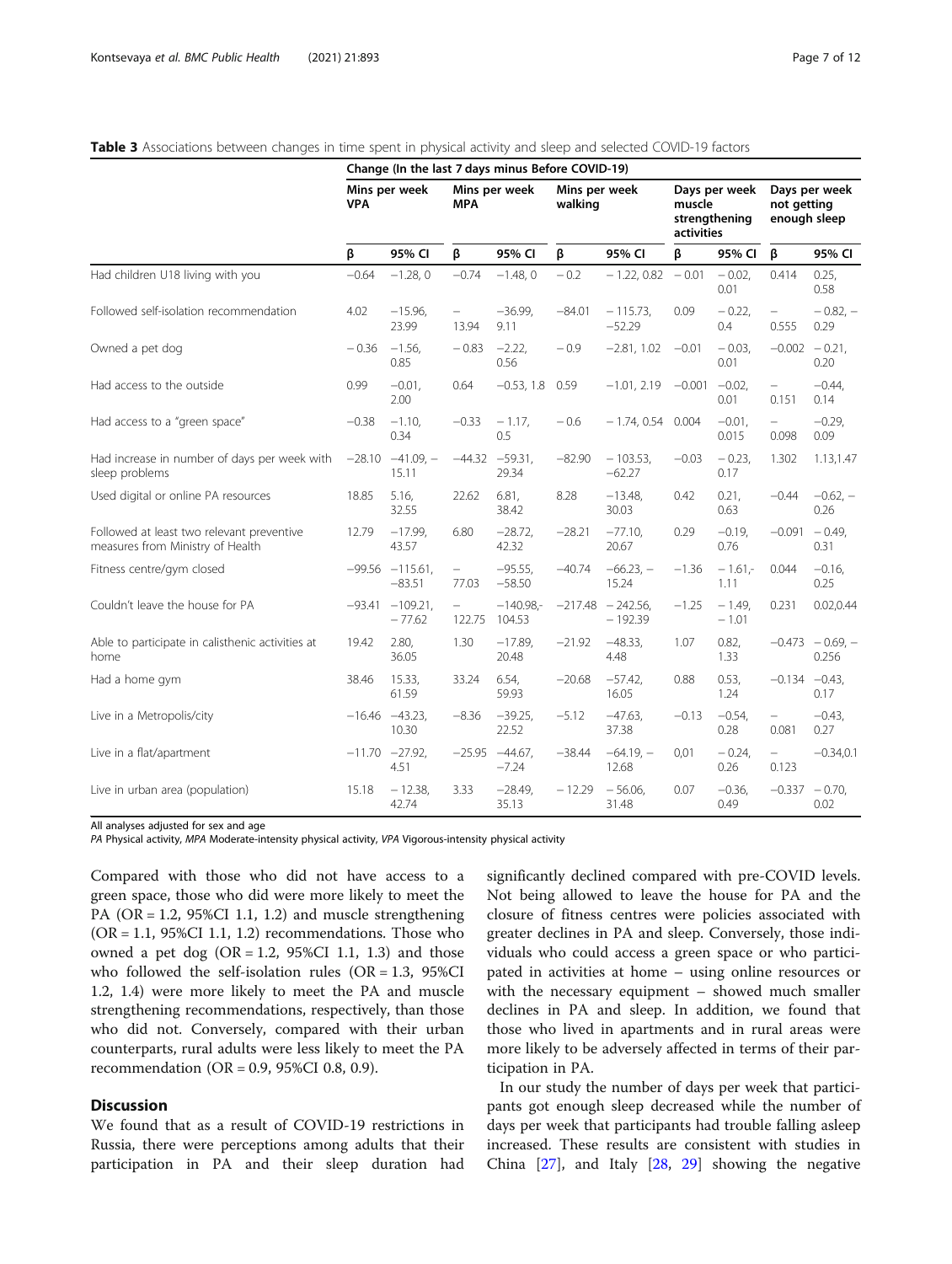**Table 3** Associations between changes in time spent in physical activity and sleep and selected COVID-19 factors

| | Change (In the last 7 days minus Before COVID-19) | | | | | | | | | |
|---|---|---|---|---|---|---|---|---|---|---|
| | Mins per week VPA | | Mins per week MPA | | Mins per week walking | | Days per week muscle strengthening activities | | Days per week not getting enough sleep | |
| | β | 95% CI | β | 95% CI | β | 95% CI | β | 95% CI | β | 95% CI |
| Had children U18 living with you | −0.64 | −1.28, 0 | −0.74 | −1.48, 0 | − 0.2 | − 1.22, 0.82 | − 0.01 | − 0.02, 0.01 | 0.414 | 0.25, 0.58 |
| Followed self-isolation recommendation | 4.02 | −15.96, 23.99 | −13.94 | −36.99, 9.11 | −84.01 | − 115.73, −52.29 | 0.09 | − 0.22, 0.4 | −0.555 | − 0.82, − 0.29 |
| Owned a pet dog | − 0.36 | −1.56, 0.85 | − 0.83 | −2.22, 0.56 | − 0.9 | −2.81, 1.02 | −0.01 | − 0.03, 0.01 | −0.002 | − 0.21, 0.20 |
| Had access to the outside | 0.99 | −0.01, 2.00 | 0.64 | −0.53, 1.8 | 0.59 | −1.01, 2.19 | −0.001 | −0.02, 0.01 | −0.151 | −0.44, 0.14 |
| Had access to a "green space" | −0.38 | −1.10, 0.34 | −0.33 | − 1.17, 0.5 | − 0.6 | − 1.74, 0.54 | 0.004 | −0.01, 0.015 | −0.098 | −0.29, 0.09 |
| Had increase in number of days per week with sleep problems | −28.10 | −41.09, −15.11 | −44.32 | −59.31, 29.34 | −82.90 | − 103.53, −62.27 | −0.03 | − 0.23, 0.17 | 1.302 | 1.13,1.47 |
| Used digital or online PA resources | 18.85 | 5.16, 32.55 | 22.62 | 6.81, 38.42 | 8.28 | −13.48, 30.03 | 0.42 | 0.21, 0.63 | −0.44 | −0.62, − 0.26 |
| Followed at least two relevant preventive measures from Ministry of Health | 12.79 | −17.99, 43.57 | 6.80 | −28.72, 42.32 | −28.21 | −77.10, 20.67 | 0.29 | −0.19, 0.76 | −0.091 | − 0.49, 0.31 |
| Fitness centre/gym closed | −99.56 | −115.61, −83.51 | −77.03 | −95.55, −58.50 | −40.74 | −66.23, − 15.24 | −1.36 | − 1.61,- 1.11 | 0.044 | −0.16, 0.25 |
| Couldn't leave the house for PA | −93.41 | −109.21, − 77.62 | −122.75 | −140.98,- 104.53 | −217.48 | − 242.56, − 192.39 | −1.25 | − 1.49, − 1.01 | 0.231 | 0.02,0.44 |
| Able to participate in calisthenic activities at home | 19.42 | 2.80, 36.05 | 1.30 | −17.89, 20.48 | −21.92 | −48.33, 4.48 | 1.07 | 0.82, 1.33 | −0.473 | − 0.69, − 0.256 |
| Had a home gym | 38.46 | 15.33, 61.59 | 33.24 | 6.54, 59.93 | −20.68 | −57.42, 16.05 | 0.88 | 0.53, 1.24 | −0.134 | −0.43, 0.17 |
| Live in a Metropolis/city | −16.46 | −43.23, 10.30 | −8.36 | −39.25, 22.52 | −5.12 | −47.63, 37.38 | −0.13 | −0.54, 0.28 | −0.081 | −0.43, 0.27 |
| Live in a flat/apartment | −11.70 | −27.92, 4.51 | −25.95 | −44.67, −7.24 | −38.44 | −64.19, − 12.68 | 0,01 | − 0.24, 0.26 | −0.123 | −0.34,0.1 |
| Live in urban area (population) | 15.18 | − 12.38, 42.74 | 3.33 | −28.49, 35.13 | − 12.29 | − 56.06, 31.48 | 0.07 | −0.36, 0.49 | −0.337 | − 0.70, 0.02 |

All analyses adjusted for sex and age

*PA* Physical activity, *MPA* Moderate-intensity physical activity, *VPA* Vigorous-intensity physical activity

Compared with those who did not have access to a green space, those who did were more likely to meet the PA (OR = 1.2, 95%CI 1.1, 1.2) and muscle strengthening (OR = 1.1, 95%CI 1.1, 1.2) recommendations. Those who owned a pet dog (OR = 1.2, 95%CI 1.1, 1.3) and those who followed the self-isolation rules (OR = 1.3, 95%CI 1.2, 1.4) were more likely to meet the PA and muscle strengthening recommendations, respectively, than those who did not. Conversely, compared with their urban counterparts, rural adults were less likely to meet the PA recommendation (OR = 0.9, 95%CI 0.8, 0.9).

## Discussion

We found that as a result of COVID-19 restrictions in Russia, there were perceptions among adults that their participation in PA and their sleep duration had significantly declined compared with pre-COVID levels. Not being allowed to leave the house for PA and the closure of fitness centres were policies associated with greater declines in PA and sleep. Conversely, those individuals who could access a green space or who participated in activities at home – using online resources or with the necessary equipment – showed much smaller declines in PA and sleep. In addition, we found that those who lived in apartments and in rural areas were more likely to be adversely affected in terms of their participation in PA.

In our study the number of days per week that participants got enough sleep decreased while the number of days per week that participants had trouble falling asleep increased. These results are consistent with studies in China [27], and Italy [28, 29] showing the negative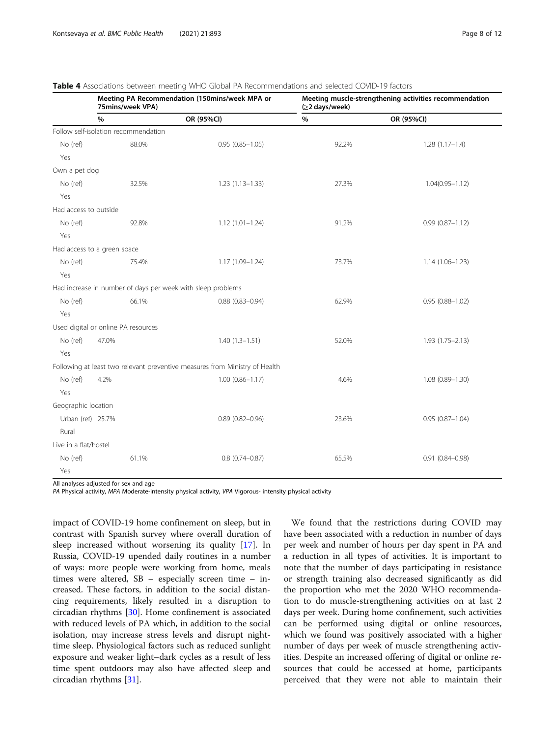**Table 4** Associations between meeting WHO Global PA Recommendations and selected COVID-19 factors

| | Meeting PA Recommendation (150mins/week MPA or 75mins/week VPA) | | Meeting muscle-strengthening activities recommendation (≥2 days/week) | |
|---|---|---|---|---|
| | % | OR (95%CI) | % | OR (95%CI) |
| Follow self-isolation recommendation | | | | |
| No (ref) | 88.0% | 0.95 (0.85–1.05) | 92.2% | 1.28 (1.17–1.4) |
| Yes | | | | |
| Own a pet dog | | | | |
| No (ref) | 32.5% | 1.23 (1.13–1.33) | 27.3% | 1.04(0.95–1.12) |
| Yes | | | | |
| Had access to outside | | | | |
| No (ref) | 92.8% | 1.12 (1.01–1.24) | 91.2% | 0.99 (0.87–1.12) |
| Yes | | | | |
| Had access to a green space | | | | |
| No (ref) | 75.4% | 1.17 (1.09–1.24) | 73.7% | 1.14 (1.06–1.23) |
| Yes | | | | |
| Had increase in number of days per week with sleep problems | | | | |
| No (ref) | 66.1% | 0.88 (0.83–0.94) | 62.9% | 0.95 (0.88–1.02) |
| Yes | | | | |
| Used digital or online PA resources | | | | |
| No (ref) | 47.0% | 1.40 (1.3–1.51) | 52.0% | 1.93 (1.75–2.13) |
| Yes | | | | |
| Following at least two relevant preventive measures from Ministry of Health | | | | |
| No (ref) | 4.2% | 1.00 (0.86–1.17) | 4.6% | 1.08 (0.89–1.30) |
| Yes | | | | |
| Geographic location | | | | |
| Urban (ref) | 25.7% | 0.89 (0.82–0.96) | 23.6% | 0.95 (0.87–1.04) |
| Rural | | | | |
| Live in a flat/hostel | | | | |
| No (ref) | 61.1% | 0.8 (0.74–0.87) | 65.5% | 0.91 (0.84–0.98) |
| Yes | | | | |

All analyses adjusted for sex and age

*PA* Physical activity, *MPA* Moderate-intensity physical activity, *VPA* Vigorous- intensity physical activity

impact of COVID-19 home confinement on sleep, but in contrast with Spanish survey where overall duration of sleep increased without worsening its quality [17]. In Russia, COVID-19 upended daily routines in a number of ways: more people were working from home, meals times were altered, SB – especially screen time – increased. These factors, in addition to the social distancing requirements, likely resulted in a disruption to circadian rhythms [30]. Home confinement is associated with reduced levels of PA which, in addition to the social isolation, may increase stress levels and disrupt nighttime sleep. Physiological factors such as reduced sunlight exposure and weaker light–dark cycles as a result of less time spent outdoors may also have affected sleep and circadian rhythms [31].

We found that the restrictions during COVID may have been associated with a reduction in number of days per week and number of hours per day spent in PA and a reduction in all types of activities. It is important to note that the number of days participating in resistance or strength training also decreased significantly as did the proportion who met the 2020 WHO recommendation to do muscle-strengthening activities on at last 2 days per week. During home confinement, such activities can be performed using digital or online resources, which we found was positively associated with a higher number of days per week of muscle strengthening activities. Despite an increased offering of digital or online resources that could be accessed at home, participants perceived that they were not able to maintain their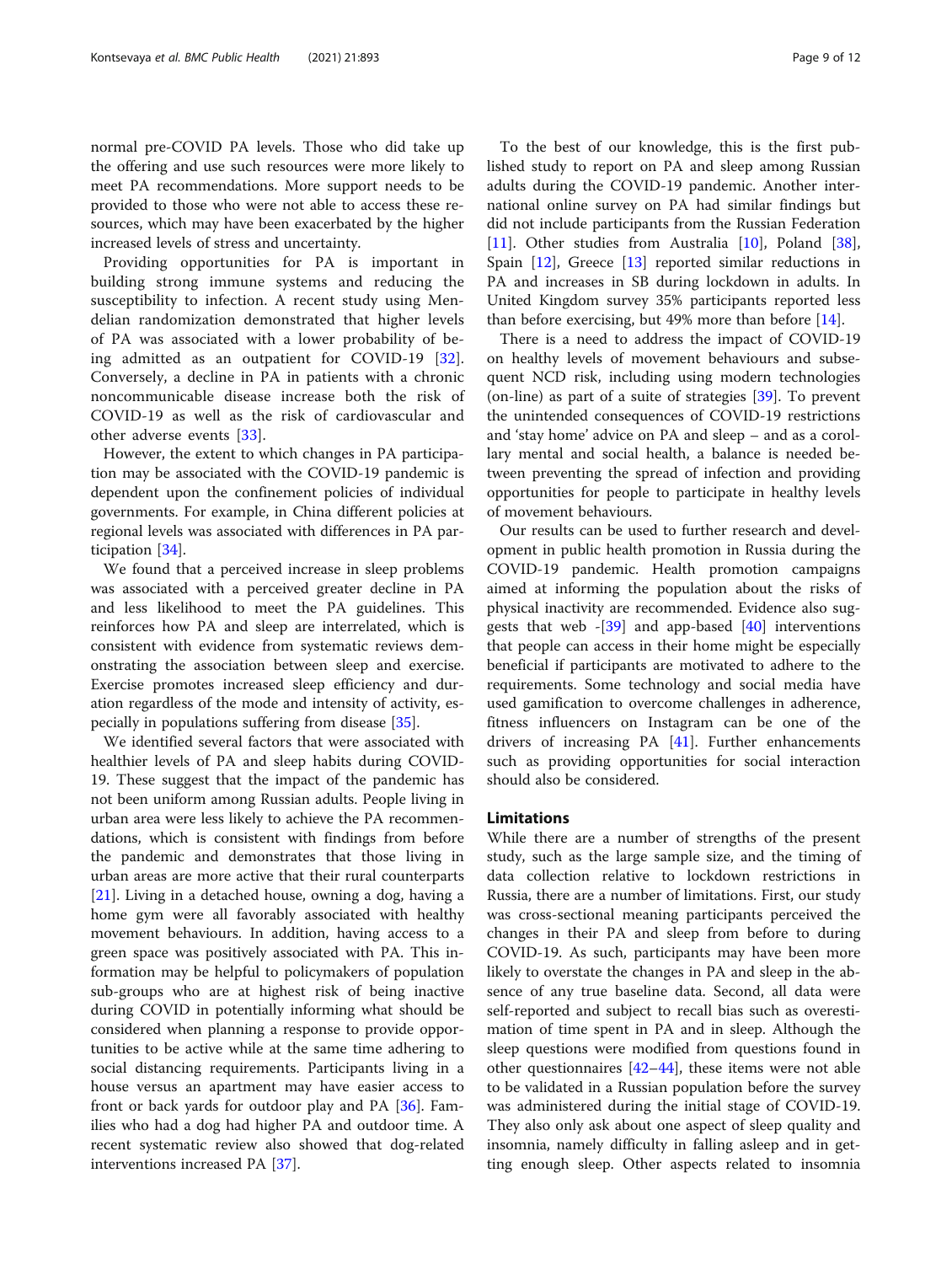normal pre-COVID PA levels. Those who did take up the offering and use such resources were more likely to meet PA recommendations. More support needs to be provided to those who were not able to access these resources, which may have been exacerbated by the higher increased levels of stress and uncertainty.

Providing opportunities for PA is important in building strong immune systems and reducing the susceptibility to infection. A recent study using Mendelian randomization demonstrated that higher levels of PA was associated with a lower probability of being admitted as an outpatient for COVID-19 [32]. Conversely, a decline in PA in patients with a chronic noncommunicable disease increase both the risk of COVID-19 as well as the risk of cardiovascular and other adverse events [33].

However, the extent to which changes in PA participation may be associated with the COVID-19 pandemic is dependent upon the confinement policies of individual governments. For example, in China different policies at regional levels was associated with differences in PA participation [34].

We found that a perceived increase in sleep problems was associated with a perceived greater decline in PA and less likelihood to meet the PA guidelines. This reinforces how PA and sleep are interrelated, which is consistent with evidence from systematic reviews demonstrating the association between sleep and exercise. Exercise promotes increased sleep efficiency and duration regardless of the mode and intensity of activity, especially in populations suffering from disease [35].

We identified several factors that were associated with healthier levels of PA and sleep habits during COVID-19. These suggest that the impact of the pandemic has not been uniform among Russian adults. People living in urban area were less likely to achieve the PA recommendations, which is consistent with findings from before the pandemic and demonstrates that those living in urban areas are more active that their rural counterparts [21]. Living in a detached house, owning a dog, having a home gym were all favorably associated with healthy movement behaviours. In addition, having access to a green space was positively associated with PA. This information may be helpful to policymakers of population sub-groups who are at highest risk of being inactive during COVID in potentially informing what should be considered when planning a response to provide opportunities to be active while at the same time adhering to social distancing requirements. Participants living in a house versus an apartment may have easier access to front or back yards for outdoor play and PA [36]. Families who had a dog had higher PA and outdoor time. A recent systematic review also showed that dog-related interventions increased PA [37].

To the best of our knowledge, this is the first published study to report on PA and sleep among Russian adults during the COVID-19 pandemic. Another international online survey on PA had similar findings but did not include participants from the Russian Federation [11]. Other studies from Australia [10], Poland [38], Spain [12], Greece [13] reported similar reductions in PA and increases in SB during lockdown in adults. In United Kingdom survey 35% participants reported less than before exercising, but 49% more than before [14].

There is a need to address the impact of COVID-19 on healthy levels of movement behaviours and subsequent NCD risk, including using modern technologies (on-line) as part of a suite of strategies [39]. To prevent the unintended consequences of COVID-19 restrictions and 'stay home' advice on PA and sleep – and as a corollary mental and social health, a balance is needed between preventing the spread of infection and providing opportunities for people to participate in healthy levels of movement behaviours.

Our results can be used to further research and development in public health promotion in Russia during the COVID-19 pandemic. Health promotion campaigns aimed at informing the population about the risks of physical inactivity are recommended. Evidence also suggests that web -[39] and app-based [40] interventions that people can access in their home might be especially beneficial if participants are motivated to adhere to the requirements. Some technology and social media have used gamification to overcome challenges in adherence, fitness influencers on Instagram can be one of the drivers of increasing PA [41]. Further enhancements such as providing opportunities for social interaction should also be considered.

## Limitations

While there are a number of strengths of the present study, such as the large sample size, and the timing of data collection relative to lockdown restrictions in Russia, there are a number of limitations. First, our study was cross-sectional meaning participants perceived the changes in their PA and sleep from before to during COVID-19. As such, participants may have been more likely to overstate the changes in PA and sleep in the absence of any true baseline data. Second, all data were self-reported and subject to recall bias such as overestimation of time spent in PA and in sleep. Although the sleep questions were modified from questions found in other questionnaires [42–44], these items were not able to be validated in a Russian population before the survey was administered during the initial stage of COVID-19. They also only ask about one aspect of sleep quality and insomnia, namely difficulty in falling asleep and in getting enough sleep. Other aspects related to insomnia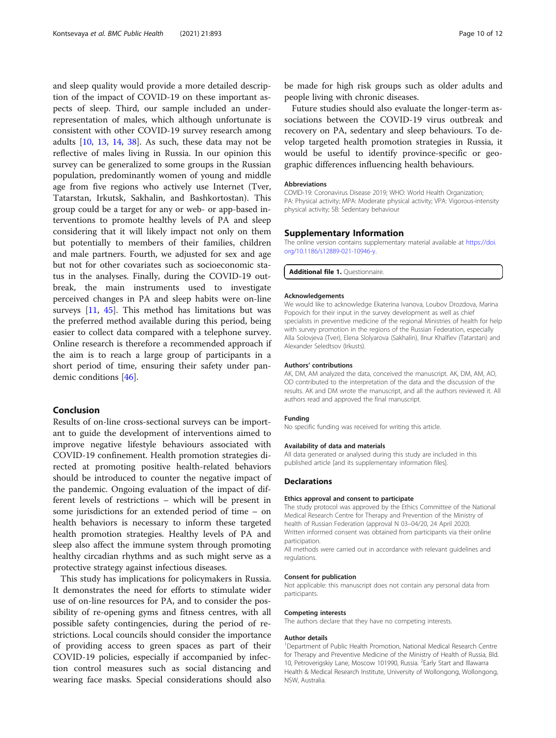and sleep quality would provide a more detailed description of the impact of COVID-19 on these important aspects of sleep. Third, our sample included an underrepresentation of males, which although unfortunate is consistent with other COVID-19 survey research among adults [10, 13, 14, 38]. As such, these data may not be reflective of males living in Russia. In our opinion this survey can be generalized to some groups in the Russian population, predominantly women of young and middle age from five regions who actively use Internet (Tver, Tatarstan, Irkutsk, Sakhalin, and Bashkortostan). This group could be a target for any or web- or app-based interventions to promote healthy levels of PA and sleep considering that it will likely impact not only on them but potentially to members of their families, children and male partners. Fourth, we adjusted for sex and age but not for other covariates such as socioeconomic status in the analyses. Finally, during the COVID-19 outbreak, the main instruments used to investigate perceived changes in PA and sleep habits were on-line surveys [11, 45]. This method has limitations but was the preferred method available during this period, being easier to collect data compared with a telephone survey. Online research is therefore a recommended approach if the aim is to reach a large group of participants in a short period of time, ensuring their safety under pandemic conditions [46].

## Conclusion

Results of on-line cross-sectional surveys can be important to guide the development of interventions aimed to improve negative lifestyle behaviours associated with COVID-19 confinement. Health promotion strategies directed at promoting positive health-related behaviors should be introduced to counter the negative impact of the pandemic. Ongoing evaluation of the impact of different levels of restrictions – which will be present in some jurisdictions for an extended period of time – on health behaviors is necessary to inform these targeted health promotion strategies. Healthy levels of PA and sleep also affect the immune system through promoting healthy circadian rhythms and as such might serve as a protective strategy against infectious diseases.

This study has implications for policymakers in Russia. It demonstrates the need for efforts to stimulate wider use of on-line resources for PA, and to consider the possibility of re-opening gyms and fitness centres, with all possible safety contingencies, during the period of restrictions. Local councils should consider the importance of providing access to green spaces as part of their COVID-19 policies, especially if accompanied by infection control measures such as social distancing and wearing face masks. Special considerations should also be made for high risk groups such as older adults and people living with chronic diseases.

Future studies should also evaluate the longer-term associations between the COVID-19 virus outbreak and recovery on PA, sedentary and sleep behaviours. To develop targeted health promotion strategies in Russia, it would be useful to identify province-specific or geographic differences influencing health behaviours.

### Abbreviations

COVID-19: Coronavirus Disease 2019; WHO: World Health Organization; PA: Physical activity; MPA: Moderate physical activity; VPA: Vigorous-intensity physical activity; SB: Sedentary behaviour

## Supplementary Information

The online version contains supplementary material available at https://doi.org/10.1186/s12889-021-10946-y.

**Additional file 1.** Questionnaire.

### Acknowledgements

We would like to acknowledge Ekaterina Ivanova, Loubov Drozdova, Marina Popovich for their input in the survey development as well as chief specialists in preventive medicine of the regional Ministries of health for help with survey promotion in the regions of the Russian Federation, especially Alla Solovjeva (Tver), Elena Slolyarova (Sakhalin), Ilnur Khalfiev (Tatarstan) and Alexander Seledtsov (Irkusts).

### Authors' contributions

AK, DM, AM analyzed the data, conceived the manuscript. AK, DM, AM, AO, OD contributed to the interpretation of the data and the discussion of the results. AK and DM wrote the manuscript, and all the authors reviewed it. All authors read and approved the final manuscript.

### Funding

No specific funding was received for writing this article.

### Availability of data and materials

All data generated or analysed during this study are included in this published article [and its supplementary information files].

## Declarations

### Ethics approval and consent to participate

The study protocol was approved by the Ethics Committee of the National Medical Research Centre for Therapy and Prevention of the Ministry of health of Russian Federation (approval N 03–04/20, 24 April 2020).

Written informed consent was obtained from participants via their online participation.

All methods were carried out in accordance with relevant guidelines and regulations.

### Consent for publication

Not applicable: this manuscript does not contain any personal data from participants.

### Competing interests

The authors declare that they have no competing interests.

### Author details

[1]Department of Public Health Promotion, National Medical Research Centre for Therapy and Preventive Medicine of the Ministry of Health of Russia, Bld. 10, Petroverigskiy Lane, Moscow 101990, Russia. [2]Early Start and Illawarra Health & Medical Research Institute, University of Wollongong, Wollongong, NSW, Australia.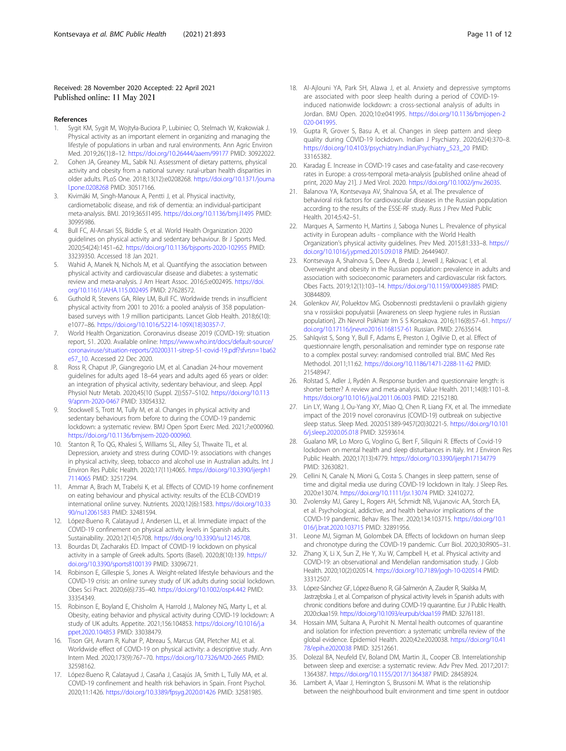Received: 28 November 2020 Accepted: 22 April 2021
Published online: 11 May 2021

## References

1. Sygit KM, Sygit M, Wojtyła-Buciora P, Lubiniec O, Stelmach W, Krakowiak J. Physical activity as an important element in organizing and managing the lifestyle of populations in urban and rural environments. Ann Agric Environ Med. 2019;26(1):8–12. https://doi.org/10.26444/aaem/99177 PMID: 30922022.
2. Cohen JA, Greaney ML, Sabik NJ. Assessment of dietary patterns, physical activity and obesity from a national survey: rural-urban health disparities in older adults. PLoS One. 2018;13(12):e0208268. https://doi.org/10.1371/journal.pone.0208268 PMID: 30517166.
3. Kivimäki M, Singh-Manoux A, Pentti J, et al. Physical inactivity, cardiometabolic disease, and risk of dementia: an individual-participant meta-analysis. BMJ. 2019;365:l1495. https://doi.org/10.1136/bmj.l1495 PMID: 30995986.
4. Bull FC, Al-Ansari SS, Biddle S, et al. World Health Organization 2020 guidelines on physical activity and sedentary behaviour. Br J Sports Med. 2020;54(24):1451–62. https://doi.org/10.1136/bjsports-2020-102955 PMID: 33239350. Accessed 18 Jan 2021.
5. Wahid A, Manek N, Nichols M, et al. Quantifying the association between physical activity and cardiovascular disease and diabetes: a systematic review and meta-analysis. J Am Heart Assoc. 2016;5:e002495. https://doi.org/10.1161/JAHA.115.002495 PMID: 27628572.
6. Guthold R, Stevens GA, Riley LM, Bull FC. Worldwide trends in insufficient physical activity from 2001 to 2016: a pooled analysis of 358 population-based surveys with 1.9 million participants. Lancet Glob Health. 2018;6(10): e1077–86. https://doi.org/10.1016/S2214-109X(18)30357-7.
7. World Health Organization. Coronavirus disease 2019 (COVID-19): situation report, 51. 2020. Available online: https://www.who.int/docs/default-source/coronaviruse/situation-reports/20200311-sitrep-51-covid-19.pdf?sfvrsn=1ba62e57_10. Accessed 22 Dec 2020.
8. Ross R, Chaput JP, Giangregorio LM, et al. Canadian 24-hour movement guidelines for adults aged 18–64 years and adults aged 65 years or older: an integration of physical activity, sedentary behaviour, and sleep. Appl Physiol Nutr Metab. 2020;45(10 (Suppl. 2)):S57–S102. https://doi.org/10.1139/apnm-2020-0467 PMID: 33054332.
9. Stockwell S, Trott M, Tully M, et al. Changes in physical activity and sedentary behaviours from before to during the COVID-19 pandemic lockdown: a systematic review. BMJ Open Sport Exerc Med. 2021;7:e000960. https://doi.org/10.1136/bmjsem-2020-000960.
10. Stanton R, To QG, Khalesi S, Williams SL, Alley SJ, Thwaite TL, et al. Depression, anxiety and stress during COVID-19: associations with changes in physical activity, sleep, tobacco and alcohol use in Australian adults. Int J Environ Res Public Health. 2020;17(11):4065. https://doi.org/10.3390/ijerph17114065 PMID: 32517294.
11. Ammar A, Brach M, Trabelsi K, et al. Effects of COVID-19 home confinement on eating behaviour and physical activity: results of the ECLB-COVID19 international online survey. Nutrients. 2020;12(6):1583. https://doi.org/10.3390/nu12061583 PMID: 32481594.
12. López-Bueno R, Calatayud J, Andersen LL, et al. Immediate impact of the COVID-19 confinement on physical activity levels in Spanish adults. Sustainability. 2020;12(14):5708. https://doi.org/10.3390/su12145708.
13. Bourdas DI, Zacharakis ED. Impact of COVID-19 lockdown on physical activity in a sample of Greek adults. Sports (Basel). 2020;8(10):139. https://doi.org/10.3390/sports8100139 PMID: 33096721.
14. Robinson E, Gillespie S, Jones A. Weight-related lifestyle behaviours and the COVID-19 crisis: an online survey study of UK adults during social lockdown. Obes Sci Pract. 2020;6(6):735–40. https://doi.org/10.1002/osp4.442 PMID: 33354349.
15. Robinson E, Boyland E, Chisholm A, Harrold J, Maloney NG, Marty L, et al. Obesity, eating behavior and physical activity during COVID-19 lockdown: A study of UK adults. Appetite. 2021;156:104853. https://doi.org/10.1016/j.appet.2020.104853 PMID: 33038479.
16. Tison GH, Avram R, Kuhar P, Abreau S, Marcus GM, Pletcher MJ, et al. Worldwide effect of COVID-19 on physical activity: a descriptive study. Ann Intern Med. 2020;173(9):767–70. https://doi.org/10.7326/M20-2665 PMID: 32598162.
17. López-Bueno R, Calatayud J, Casaña J, Casajús JA, Smith L, Tully MA, et al. COVID-19 confinement and health risk behaviors in Spain. Front Psychol. 2020;11:1426. https://doi.org/10.3389/fpsyg.2020.01426 PMID: 32581985.
18. Al-Ajlouni YA, Park SH, Alawa J, et al. Anxiety and depressive symptoms are associated with poor sleep health during a period of COVID-19-induced nationwide lockdown: a cross-sectional analysis of adults in Jordan. BMJ Open. 2020;10:e041995. https://doi.org/10.1136/bmjopen-2020-041995.
19. Gupta R, Grover S, Basu A, et al. Changes in sleep pattern and sleep quality during COVID-19 lockdown. Indian J Psychiatry. 2020;62(4):370–8. https://doi.org/10.4103/psychiatry.IndianJPsychiatry_523_20 PMID: 33165382.
20. Karadag E. Increase in COVID-19 cases and case-fatality and case-recovery rates in Europe: a cross-temporal meta-analysis [published online ahead of print, 2020 May 21]. J Med Virol. 2020. https://doi.org/10.1002/jmv.26035.
21. Balanova YA, Kontsevaya AV, Shalnova SA, et al. The prevalence of behavioral risk factors for cardiovascular diseases in the Russian population according to the results of the ESSE-RF study. Russ J Prev Med Public Health. 2014;5:42–51.
22. Marques A, Sarmento H, Martins J, Saboga Nunes L. Prevalence of physical activity in European adults - compliance with the World Health Organization's physical activity guidelines. Prev Med. 2015;81:333–8. https://doi.org/10.1016/j.ypmed.2015.09.018 PMID: 26449407.
23. Kontsevaya A, Shalnova S, Deev A, Breda J, Jewell J, Rakovac I, et al. Overweight and obesity in the Russian population: prevalence in adults and association with socioeconomic parameters and cardiovascular risk factors. Obes Facts. 2019;12(1):103–14. https://doi.org/10.1159/000493885 PMID: 30844809.
24. Golenkov AV, Poluektov MG. Osobennosti predstavlenii o pravilakh gigieny sna v rossiiskoi populyatsii [Awareness on sleep hygiene rules in Russian population]. Zh Nevrol Psikhiatr Im S S Korsakova. 2016;116(8):57–61. https://doi.org/10.17116/jnevro20161168157-61 Russian. PMID: 27635614.
25. Sahlqvist S, Song Y, Bull F, Adams E, Preston J, Ogilvie D, et al. Effect of questionnaire length, personalisation and reminder type on response rate to a complex postal survey: randomised controlled trial. BMC Med Res Methodol. 2011;11:62. https://doi.org/10.1186/1471-2288-11-62 PMID: 21548947.
26. Rolstad S, Adler J, Rydén A. Response burden and questionnaire length: is shorter better? A review and meta-analysis. Value Health. 2011;14(8):1101–8. https://doi.org/10.1016/j.jval.2011.06.003 PMID: 22152180.
27. Lin LY, Wang J, Ou-Yang XY, Miao Q, Chen R, Liang FX, et al. The immediate impact of the 2019 novel coronavirus (COVID-19) outbreak on subjective sleep status. Sleep Med. 2020:S1389-9457(20)30221-5. https://doi.org/10.1016/j.sleep.2020.05.018 PMID: 32593614.
28. Gualano MR, Lo Moro G, Voglino G, Bert F, Siliquini R. Effects of Covid-19 lockdown on mental health and sleep disturbances in Italy. Int J Environ Res Public Health. 2020;17(13):4779. https://doi.org/10.3390/ijerph17134779 PMID: 32630821.
29. Cellini N, Canale N, Mioni G, Costa S. Changes in sleep pattern, sense of time and digital media use during COVID-19 lockdown in Italy. J Sleep Res. 2020:e13074. https://doi.org/10.1111/jsr.13074 PMID: 32410272.
30. Zvolensky MJ, Garey L, Rogers AH, Schmidt NB, Vujanovic AA, Storch EA, et al. Psychological, addictive, and health behavior implications of the COVID-19 pandemic. Behav Res Ther. 2020;134:103715. https://doi.org/10.1016/j.brat.2020.103715 PMID: 32891956.
31. Leone MJ, Sigman M, Golombek DA. Effects of lockdown on human sleep and chronotype during the COVID-19 pandemic. Curr Biol. 2020;30:R905–31.
32. Zhang X, Li X, Sun Z, He Y, Xu W, Campbell H, et al. Physical activity and COVID-19: an observational and Mendelian randomisation study. J Glob Health. 2020;10(2):020514. https://doi.org/10.7189/jogh-10-020514 PMID: 33312507.
33. López-Sánchez GF, López-Bueno R, Gil-Salmerón A, Zauder R, Skalska M, Jastrzębska J, et al. Comparison of physical activity levels in Spanish adults with chronic conditions before and during COVID-19 quarantine. Eur J Public Health. 2020:ckaa159. https://doi.org/10.1093/eurpub/ckaa159 PMID: 32761181.
34. Hossain MM, Sultana A, Purohit N. Mental health outcomes of quarantine and isolation for infection prevention: a systematic umbrella review of the global evidence. Epidemiol Health. 2020;42:e2020038. https://doi.org/10.4178/epih.e2020038 PMID: 32512661.
35. Dolezal BA, Neufeld EV, Boland DM, Martin JL, Cooper CB. Interrelationship between sleep and exercise: a systematic review. Adv Prev Med. 2017;2017:1364387. https://doi.org/10.1155/2017/1364387 PMID: 28458924.
36. Lambert A, Vlaar J, Herrington S, Brussoni M. What is the relationship between the neighbourhood built environment and time spent in outdoor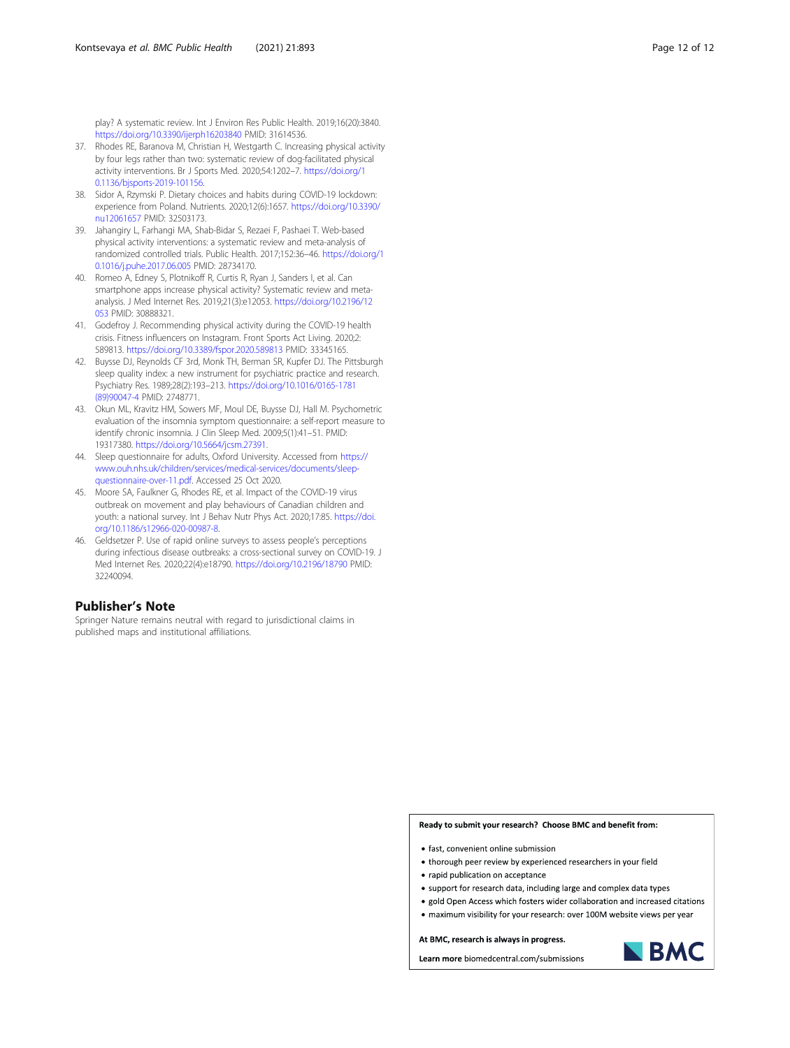play? A systematic review. Int J Environ Res Public Health. 2019;16(20):3840. https://doi.org/10.3390/ijerph16203840 PMID: 31614536.

37. Rhodes RE, Baranova M, Christian H, Westgarth C. Increasing physical activity by four legs rather than two: systematic review of dog-facilitated physical activity interventions. Br J Sports Med. 2020;54:1202–7. https://doi.org/10.1136/bjsports-2019-101156.
38. Sidor A, Rzymski P. Dietary choices and habits during COVID-19 lockdown: experience from Poland. Nutrients. 2020;12(6):1657. https://doi.org/10.3390/nu12061657 PMID: 32503173.
39. Jahangiry L, Farhangi MA, Shab-Bidar S, Rezaei F, Pashaei T. Web-based physical activity interventions: a systematic review and meta-analysis of randomized controlled trials. Public Health. 2017;152:36–46. https://doi.org/10.1016/j.puhe.2017.06.005 PMID: 28734170.
40. Romeo A, Edney S, Plotnikoff R, Curtis R, Ryan J, Sanders I, et al. Can smartphone apps increase physical activity? Systematic review and meta-analysis. J Med Internet Res. 2019;21(3):e12053. https://doi.org/10.2196/12053 PMID: 30888321.
41. Godefroy J. Recommending physical activity during the COVID-19 health crisis. Fitness influencers on Instagram. Front Sports Act Living. 2020;2:589813. https://doi.org/10.3389/fspor.2020.589813 PMID: 33345165.
42. Buysse DJ, Reynolds CF 3rd, Monk TH, Berman SR, Kupfer DJ. The Pittsburgh sleep quality index: a new instrument for psychiatric practice and research. Psychiatry Res. 1989;28(2):193–213. https://doi.org/10.1016/0165-1781(89)90047-4 PMID: 2748771.
43. Okun ML, Kravitz HM, Sowers MF, Moul DE, Buysse DJ, Hall M. Psychometric evaluation of the insomnia symptom questionnaire: a self-report measure to identify chronic insomnia. J Clin Sleep Med. 2009;5(1):41–51. PMID: 19317380. https://doi.org/10.5664/jcsm.27391.
44. Sleep questionnaire for adults, Oxford University. Accessed from https://www.ouh.nhs.uk/children/services/medical-services/documents/sleep-questionnaire-over-11.pdf. Accessed 25 Oct 2020.
45. Moore SA, Faulkner G, Rhodes RE, et al. Impact of the COVID-19 virus outbreak on movement and play behaviours of Canadian children and youth: a national survey. Int J Behav Nutr Phys Act. 2020;17:85. https://doi.org/10.1186/s12966-020-00987-8.
46. Geldsetzer P. Use of rapid online surveys to assess people's perceptions during infectious disease outbreaks: a cross-sectional survey on COVID-19. J Med Internet Res. 2020;22(4):e18790. https://doi.org/10.2196/18790 PMID: 32240094.

## Publisher's Note

Springer Nature remains neutral with regard to jurisdictional claims in published maps and institutional affiliations.

**Ready to submit your research? Choose BMC and benefit from:**

- fast, convenient online submission
- thorough peer review by experienced researchers in your field
- rapid publication on acceptance
- support for research data, including large and complex data types
- gold Open Access which fosters wider collaboration and increased citations
- maximum visibility for your research: over 100M website views per year

**At BMC, research is always in progress.**

**Learn more** biomedcentral.com/submissions

BMC